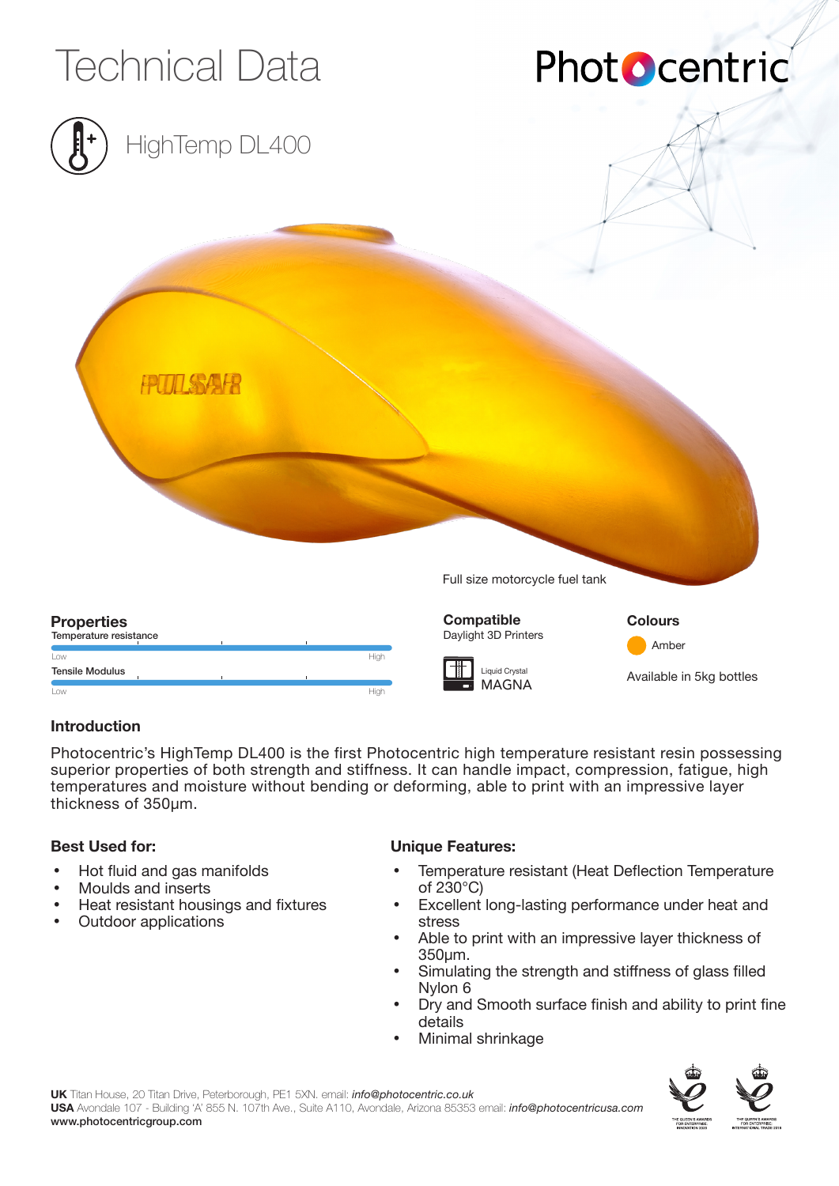# Technical Data

Photocentric

## HighTemp DL400

Full size motorcycle fuel tank

### Properties

Temperature resistance

Low — High

Tensile Modulus

Low — High

### Compatible

Daylight 3D Printers

Liquid Crystal MAGNA

### Colours

Amber

Available in 5kg bottles

### Introduction

Photocentric's HighTemp DL400 is the first Photocentric high temperature resistant resin possessing superior properties of both strength and stiffness. It can handle impact, compression, fatigue, high temperatures and moisture without bending or deforming, able to print with an impressive layer thickness of 350μm.

### Best Used for:

- Hot fluid and gas manifolds
- Moulds and inserts
- Heat resistant housings and fixtures
- Outdoor applications

### Unique Features:

- Temperature resistant (Heat Deflection Temperature of 230°C)
- Excellent long-lasting performance under heat and stress
- Able to print with an impressive layer thickness of 350μm.
- Simulating the strength and stiffness of glass filled Nylon 6
- Dry and Smooth surface finish and ability to print fine details
- Minimal shrinkage

**UK** Titan House, 20 Titan Drive, Peterborough, PE1 5XN. email: *info@photocentric.co.uk*
**USA** Avondale 107 - Building 'A' 855 N. 107th Ave., Suite A110, Avondale, Arizona 85353 email: *info@photocentricusa.com*
**www.photocentricgroup.com**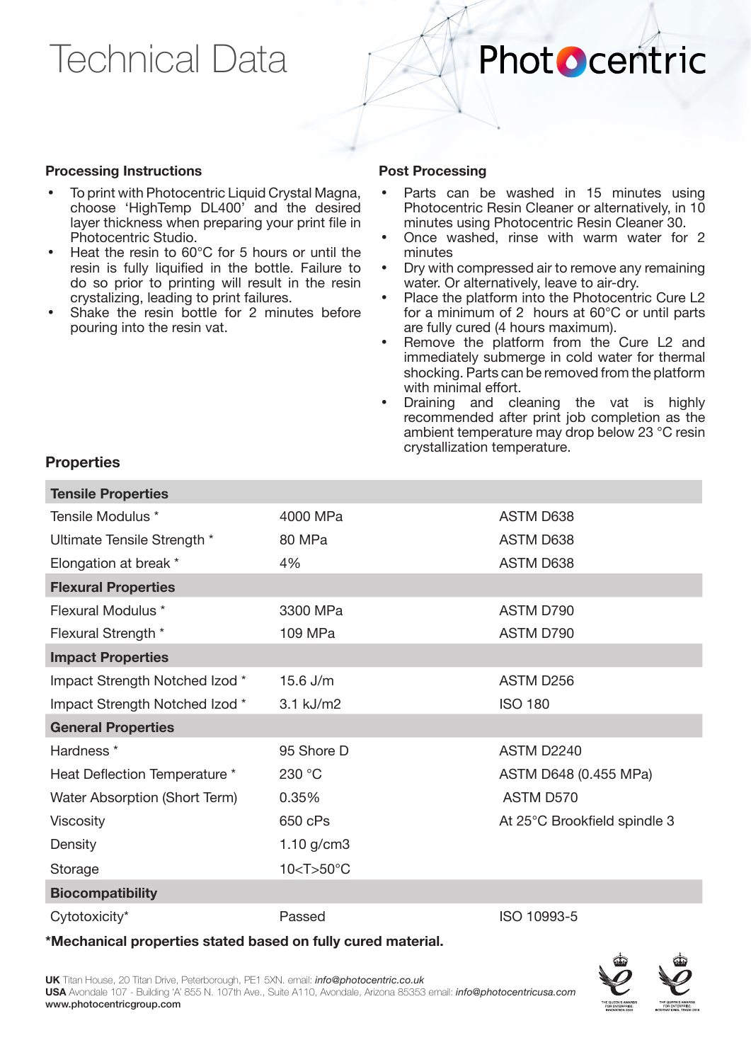# Technical Data

Photocentric

## Processing Instructions

- To print with Photocentric Liquid Crystal Magna, choose 'HighTemp DL400' and the desired layer thickness when preparing your print file in Photocentric Studio.
- Heat the resin to 60°C for 5 hours or until the resin is fully liquified in the bottle. Failure to do so prior to printing will result in the resin crystalizing, leading to print failures.
- Shake the resin bottle for 2 minutes before pouring into the resin vat.

## Post Processing

- Parts can be washed in 15 minutes using Photocentric Resin Cleaner or alternatively, in 10 minutes using Photocentric Resin Cleaner 30.
- Once washed, rinse with warm water for 2 minutes
- Dry with compressed air to remove any remaining water. Or alternatively, leave to air-dry.
- Place the platform into the Photocentric Cure L2 for a minimum of 2 hours at 60°C or until parts are fully cured (4 hours maximum).
- Remove the platform from the Cure L2 and immediately submerge in cold water for thermal shocking. Parts can be removed from the platform with minimal effort.
- Draining and cleaning the vat is highly recommended after print job completion as the ambient temperature may drop below 23 °C resin crystallization temperature.

## Properties

| | | |
|---|---|---|
| **Tensile Properties** | | |
| Tensile Modulus * | 4000 MPa | ASTM D638 |
| Ultimate Tensile Strength * | 80 MPa | ASTM D638 |
| Elongation at break * | 4% | ASTM D638 |
| **Flexural Properties** | | |
| Flexural Modulus * | 3300 MPa | ASTM D790 |
| Flexural Strength * | 109 MPa | ASTM D790 |
| **Impact Properties** | | |
| Impact Strength Notched Izod * | 15.6 J/m | ASTM D256 |
| Impact Strength Notched Izod * | 3.1 kJ/m2 | ISO 180 |
| **General Properties** | | |
| Hardness * | 95 Shore D | ASTM D2240 |
| Heat Deflection Temperature * | 230 °C | ASTM D648 (0.455 MPa) |
| Water Absorption (Short Term) | 0.35% | ASTM D570 |
| Viscosity | 650 cPs | At 25°C Brookfield spindle 3 |
| Density | 1.10 g/cm3 | |
| Storage | 10<T>50°C | |
| **Biocompatibility** | | |
| Cytotoxicity* | Passed | ISO 10993-5 |

**\*Mechanical properties stated based on fully cured material.**

**UK** Titan House, 20 Titan Drive, Peterborough, PE1 5XN. email: *info@photocentric.co.uk*
**USA** Avondale 107 - Building 'A' 855 N. 107th Ave., Suite A110, Avondale, Arizona 85353 email: *info@photocentricusa.com*
www.photocentricgroup.com